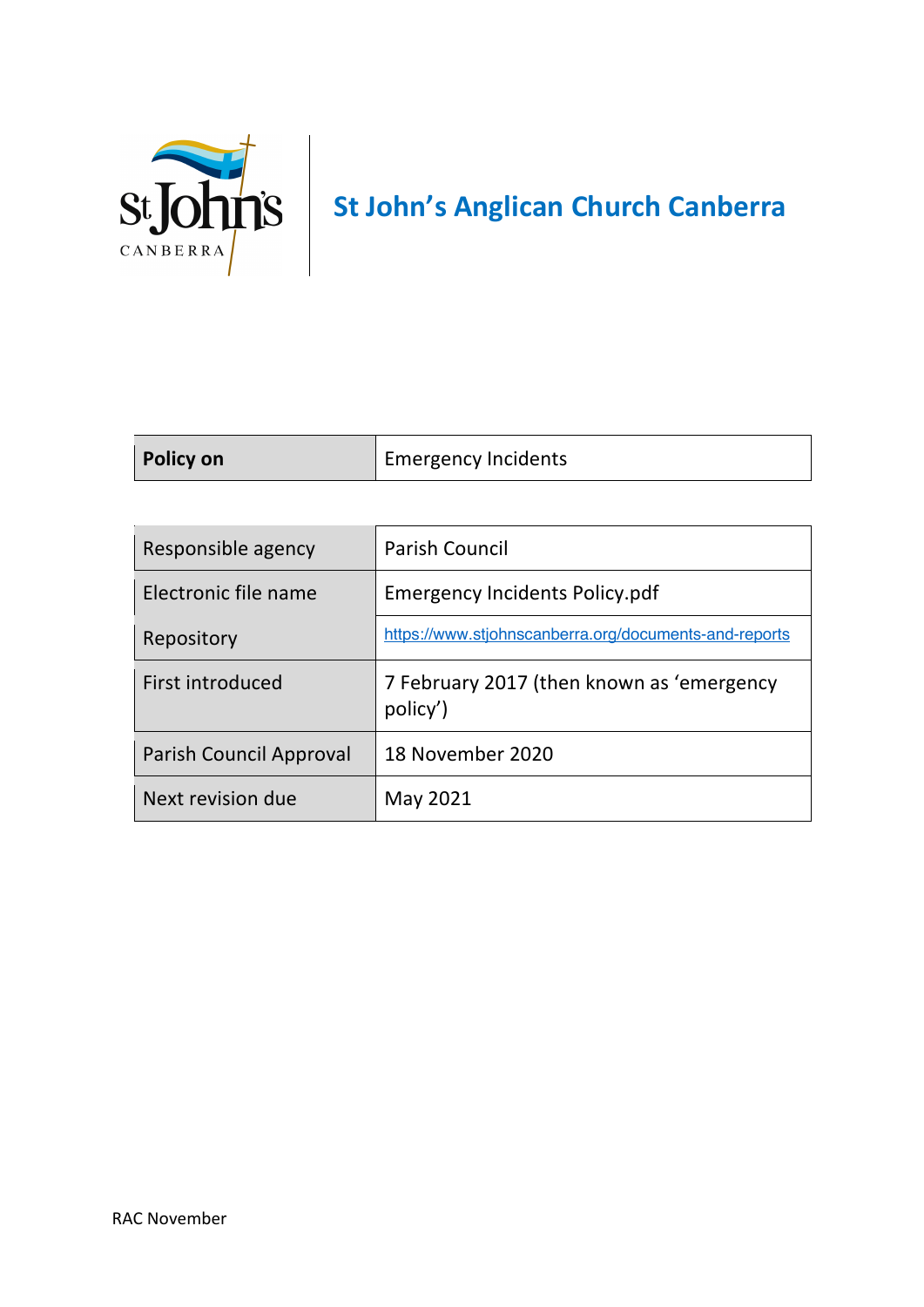# St John's Anglican Church Canberra

| Policy on | Emergency Incidents |
|---|---|

| Responsible agency | Parish Council |
|---|---|
| Electronic file name | Emergency Incidents Policy.pdf |
| Repository | https://www.stjohnscanberra.org/documents-and-reports |
| First introduced | 7 February 2017 (then known as 'emergency policy') |
| Parish Council Approval | 18 November 2020 |
| Next revision due | May 2021 |

RAC November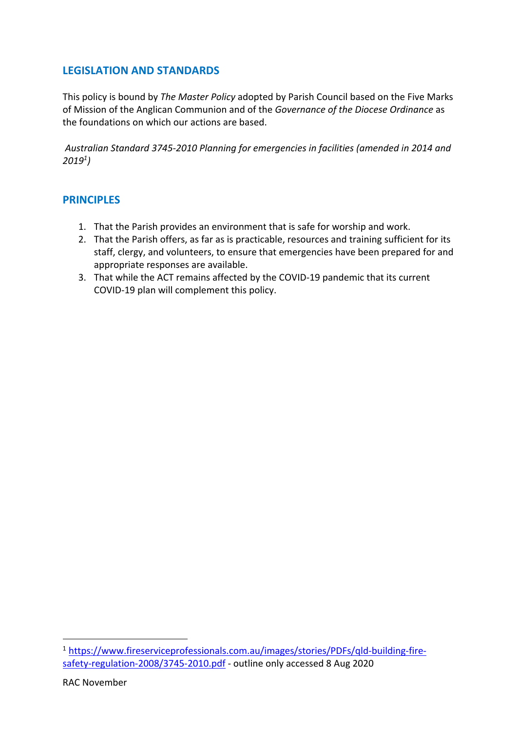## LEGISLATION AND STANDARDS

This policy is bound by *The Master Policy* adopted by Parish Council based on the Five Marks of Mission of the Anglican Communion and of the *Governance of the Diocese Ordinance* as the foundations on which our actions are based.

*Australian Standard 3745-2010 Planning for emergencies in facilities (amended in 2014 and 2019[1])*

## PRINCIPLES

1. That the Parish provides an environment that is safe for worship and work.
2. That the Parish offers, as far as is practicable, resources and training sufficient for its staff, clergy, and volunteers, to ensure that emergencies have been prepared for and appropriate responses are available.
3. That while the ACT remains affected by the COVID-19 pandemic that its current COVID-19 plan will complement this policy.

---

[1] https://www.fireserviceprofessionals.com.au/images/stories/PDFs/qld-building-fire-safety-regulation-2008/3745-2010.pdf - outline only accessed 8 Aug 2020

RAC November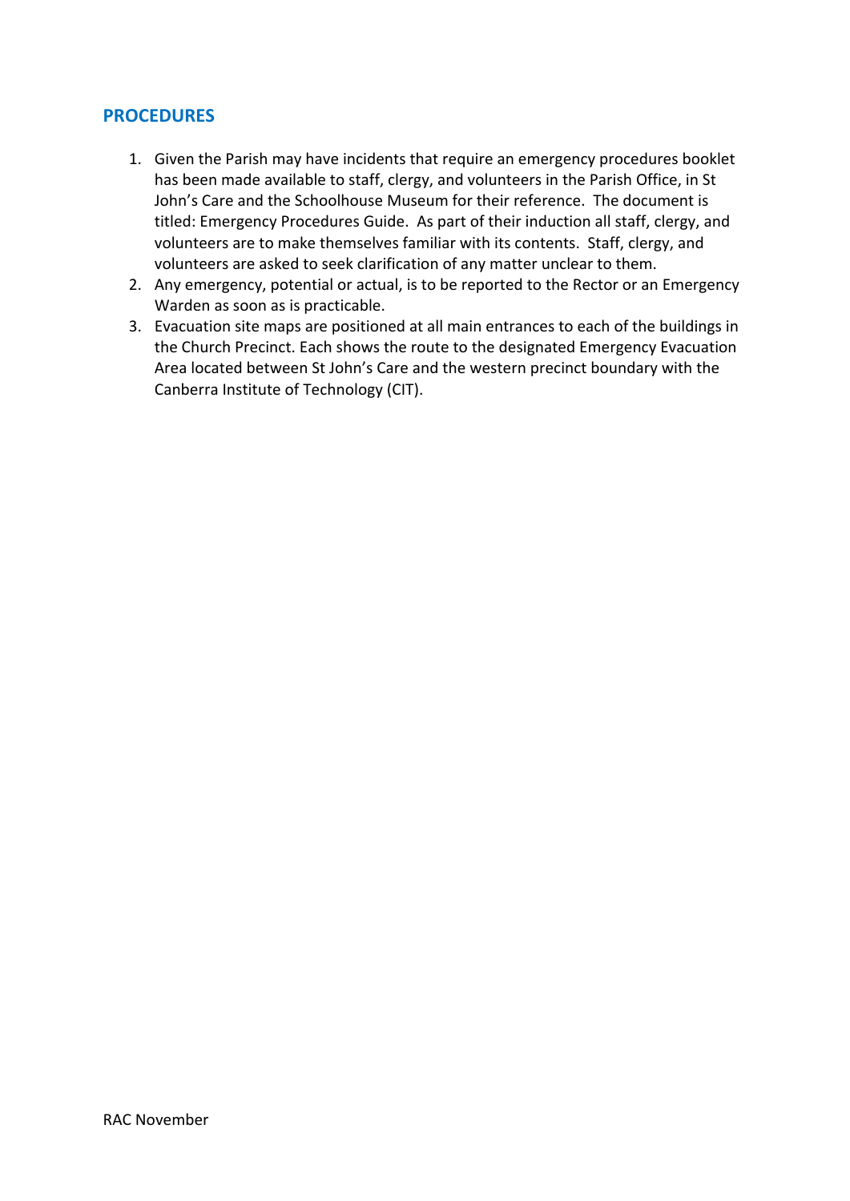## PROCEDURES

1. Given the Parish may have incidents that require an emergency procedures booklet has been made available to staff, clergy, and volunteers in the Parish Office, in St John's Care and the Schoolhouse Museum for their reference. The document is titled: Emergency Procedures Guide. As part of their induction all staff, clergy, and volunteers are to make themselves familiar with its contents. Staff, clergy, and volunteers are asked to seek clarification of any matter unclear to them.
2. Any emergency, potential or actual, is to be reported to the Rector or an Emergency Warden as soon as is practicable.
3. Evacuation site maps are positioned at all main entrances to each of the buildings in the Church Precinct. Each shows the route to the designated Emergency Evacuation Area located between St John's Care and the western precinct boundary with the Canberra Institute of Technology (CIT).

RAC November